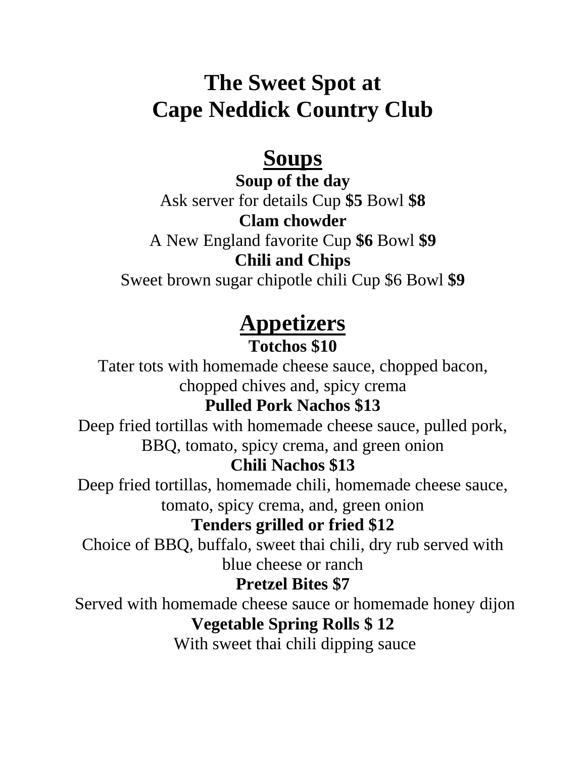# The Sweet Spot at Cape Neddick Country Club

## Soups

**Soup of the day**

Ask server for details Cup **$5** Bowl **$8**

**Clam chowder**

A New England favorite Cup **$6** Bowl **$9**

**Chili and Chips**

Sweet brown sugar chipotle chili Cup $6 Bowl **$9**

## Appetizers

**Totchos $10**

Tater tots with homemade cheese sauce, chopped bacon, chopped chives and, spicy crema

**Pulled Pork Nachos $13**

Deep fried tortillas with homemade cheese sauce, pulled pork, BBQ, tomato, spicy crema, and green onion

**Chili Nachos $13**

Deep fried tortillas, homemade chili, homemade cheese sauce, tomato, spicy crema, and, green onion

**Tenders grilled or fried $12**

Choice of BBQ, buffalo, sweet thai chili, dry rub served with blue cheese or ranch

**Pretzel Bites $7**

Served with homemade cheese sauce or homemade honey dijon

**Vegetable Spring Rolls $ 12**

With sweet thai chili dipping sauce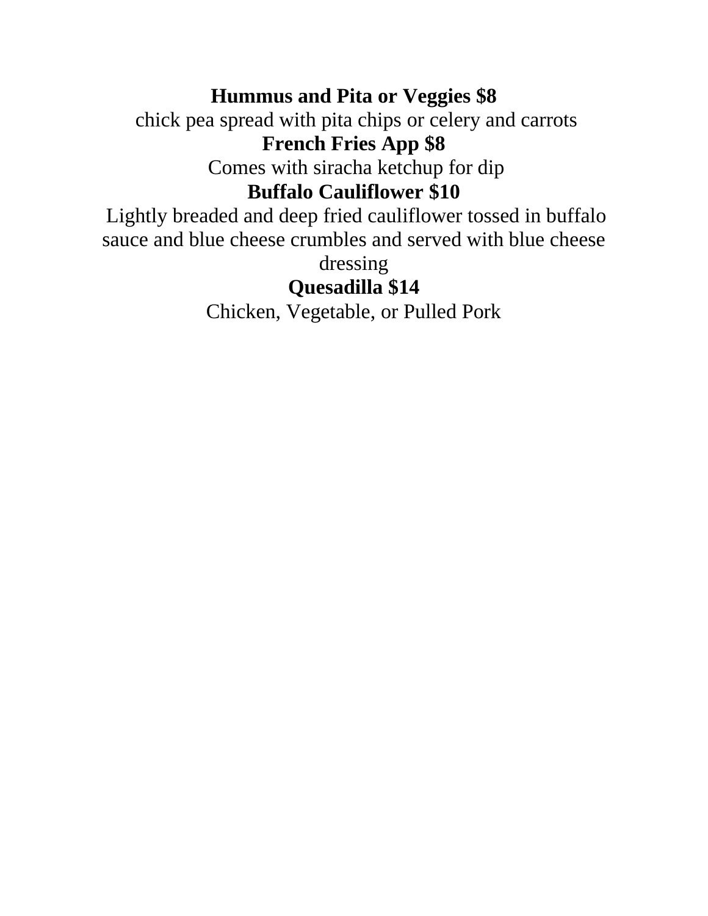**Hummus and Pita or Veggies $8**

chick pea spread with pita chips or celery and carrots

**French Fries App $8**

Comes with siracha ketchup for dip

**Buffalo Cauliflower $10**

Lightly breaded and deep fried cauliflower tossed in buffalo sauce and blue cheese crumbles and served with blue cheese dressing

**Quesadilla $14**

Chicken, Vegetable, or Pulled Pork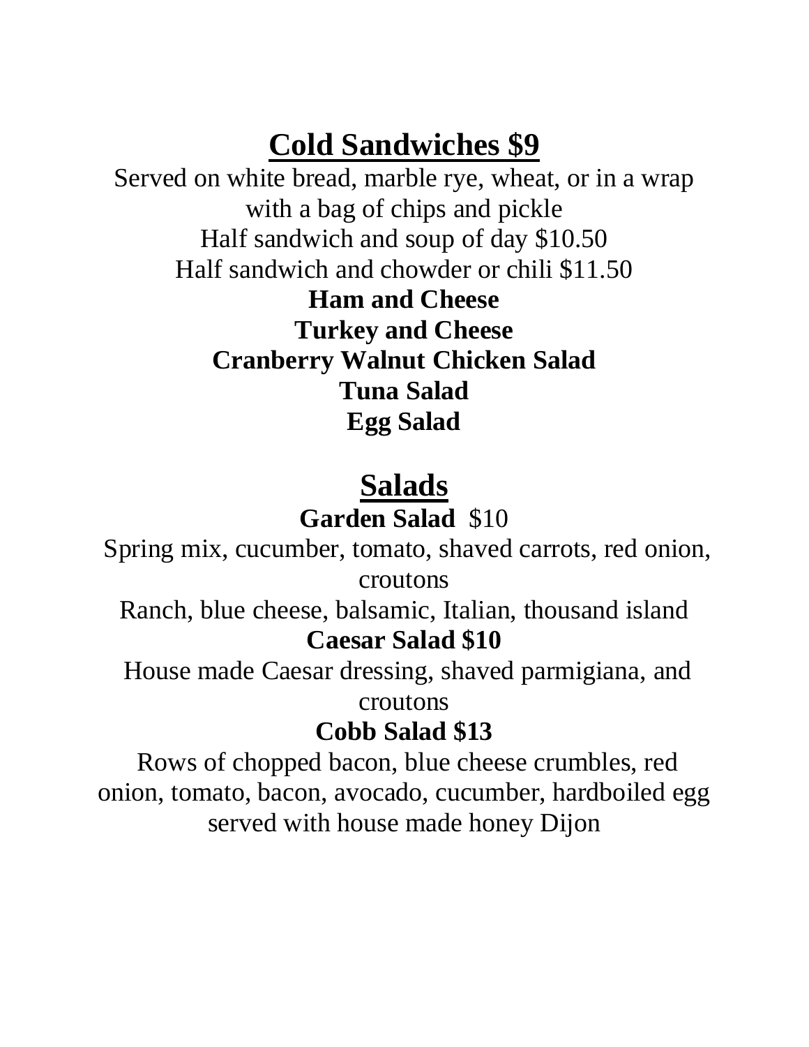## Cold Sandwiches $9

Served on white bread, marble rye, wheat, or in a wrap with a bag of chips and pickle

Half sandwich and soup of day $10.50

Half sandwich and chowder or chili $11.50

**Ham and Cheese**

**Turkey and Cheese**

**Cranberry Walnut Chicken Salad**

**Tuna Salad**

**Egg Salad**

## Salads

**Garden Salad** $10

Spring mix, cucumber, tomato, shaved carrots, red onion, croutons

Ranch, blue cheese, balsamic, Italian, thousand island

**Caesar Salad $10**

House made Caesar dressing, shaved parmigiana, and croutons

**Cobb Salad $13**

Rows of chopped bacon, blue cheese crumbles, red onion, tomato, bacon, avocado, cucumber, hardboiled egg served with house made honey Dijon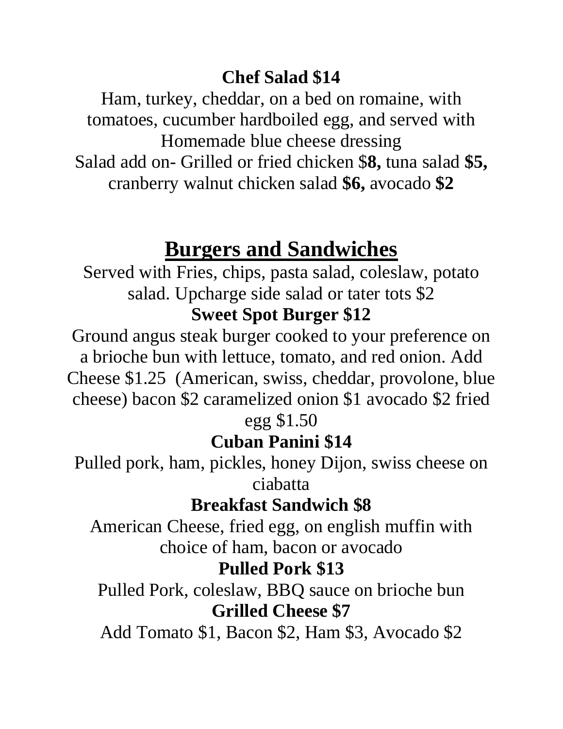**Chef Salad $14**

Ham, turkey, cheddar, on a bed on romaine, with tomatoes, cucumber hardboiled egg, and served with Homemade blue cheese dressing

Salad add on- Grilled or fried chicken $**8,** tuna salad **$5,** cranberry walnut chicken salad **$6,** avocado **$2**

## Burgers and Sandwiches

Served with Fries, chips, pasta salad, coleslaw, potato salad. Upcharge side salad or tater tots $2

**Sweet Spot Burger $12**

Ground angus steak burger cooked to your preference on a brioche bun with lettuce, tomato, and red onion. Add Cheese $1.25 (American, swiss, cheddar, provolone, blue cheese) bacon $2 caramelized onion $1 avocado $2 fried egg $1.50

**Cuban Panini $14**

Pulled pork, ham, pickles, honey Dijon, swiss cheese on ciabatta

**Breakfast Sandwich $8**

American Cheese, fried egg, on english muffin with choice of ham, bacon or avocado

**Pulled Pork $13**

Pulled Pork, coleslaw, BBQ sauce on brioche bun

**Grilled Cheese $7**

Add Tomato $1, Bacon $2, Ham $3, Avocado $2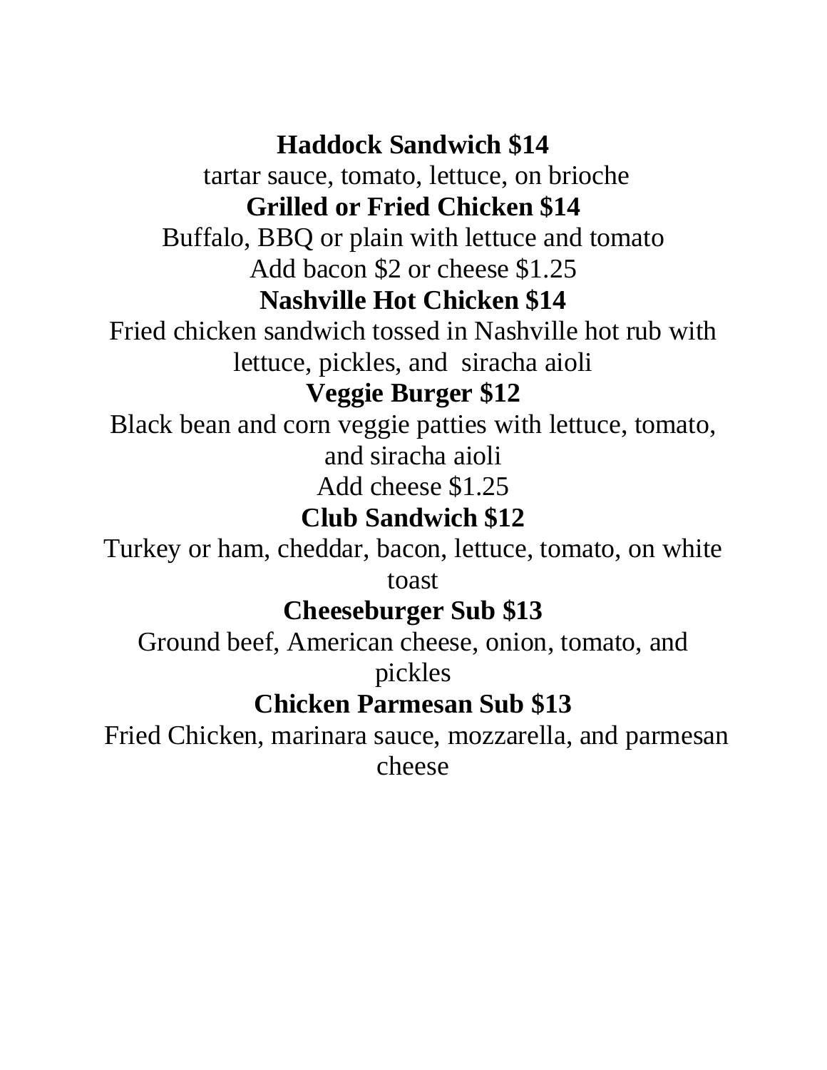**Haddock Sandwich $14**

tartar sauce, tomato, lettuce, on brioche

**Grilled or Fried Chicken $14**

Buffalo, BBQ or plain with lettuce and tomato

Add bacon $2 or cheese $1.25

**Nashville Hot Chicken $14**

Fried chicken sandwich tossed in Nashville hot rub with lettuce, pickles, and siracha aioli

**Veggie Burger $12**

Black bean and corn veggie patties with lettuce, tomato, and siracha aioli

Add cheese $1.25

**Club Sandwich $12**

Turkey or ham, cheddar, bacon, lettuce, tomato, on white toast

**Cheeseburger Sub $13**

Ground beef, American cheese, onion, tomato, and pickles

**Chicken Parmesan Sub $13**

Fried Chicken, marinara sauce, mozzarella, and parmesan cheese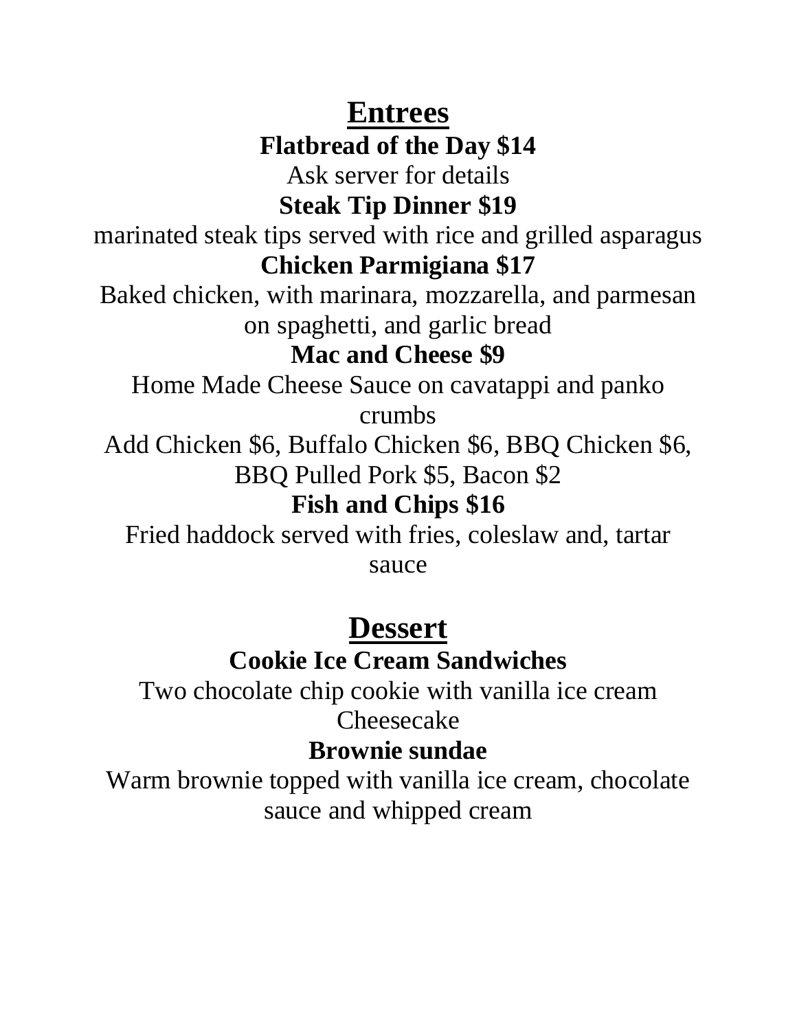## Entrees

**Flatbread of the Day $14**

Ask server for details

**Steak Tip Dinner $19**

marinated steak tips served with rice and grilled asparagus

**Chicken Parmigiana $17**

Baked chicken, with marinara, mozzarella, and parmesan on spaghetti, and garlic bread

**Mac and Cheese $9**

Home Made Cheese Sauce on cavatappi and panko crumbs

Add Chicken $6, Buffalo Chicken $6, BBQ Chicken $6, BBQ Pulled Pork $5, Bacon $2

**Fish and Chips $16**

Fried haddock served with fries, coleslaw and, tartar sauce

## Dessert

**Cookie Ice Cream Sandwiches**

Two chocolate chip cookie with vanilla ice cream

Cheesecake

**Brownie sundae**

Warm brownie topped with vanilla ice cream, chocolate sauce and whipped cream